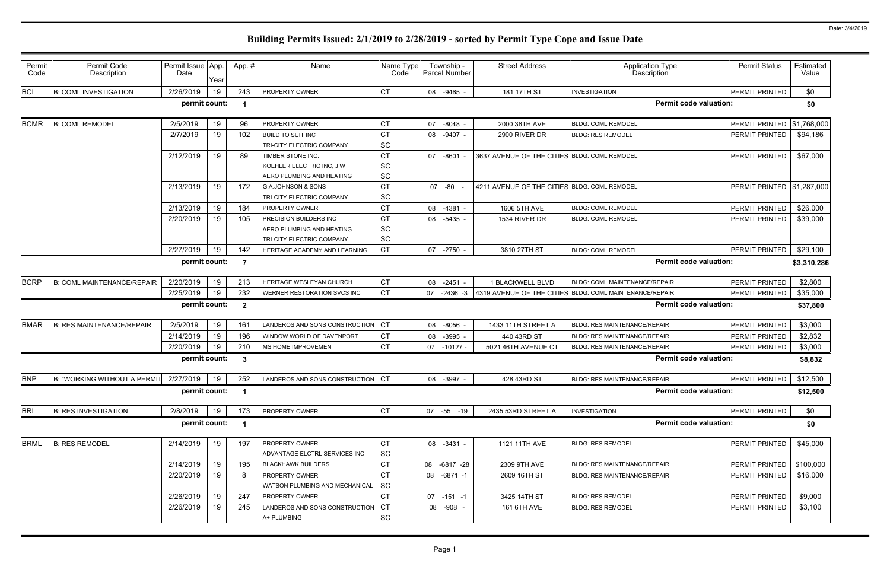Date: 3/4/2019

# Building Permits Issued: 2/1/2019 to 2/28/2019 - sorted by Permit Type Cope and Issue Date

| Permit Code | Permit Code Description | Permit Issue Date | App. Year | App. # | Name | Name Type Code | Township - Parcel Number | Street Address | Application Type Description | Permit Status | Estimated Value |
|---|---|---|---|---|---|---|---|---|---|---|---|
| BCI | B: COML INVESTIGATION | 2/26/2019 | 19 | 243 | PROPERTY OWNER | CT | 08 -9465 - | 181 17TH ST | INVESTIGATION | PERMIT PRINTED | $0 |
| | | permit count: | | 1 | | | | | Permit code valuation: | | $0 |
| BCMR | B: COML REMODEL | 2/5/2019 | 19 | 96 | PROPERTY OWNER | CT | 07 -8048 - | 2000 36TH AVE | BLDG: COML REMODEL | PERMIT PRINTED | $1,768,000 |
| | | 2/7/2019 | 19 | 102 | BUILD TO SUIT INC | CT | 08 -9407 - | 2900 RIVER DR | BLDG: RES REMODEL | PERMIT PRINTED | $94,186 |
| | | | | | TRI-CITY ELECTRIC COMPANY | SC | | | | | |
| | | 2/12/2019 | 19 | 89 | TIMBER STONE INC. | CT | 07 -8601 - | 3637 AVENUE OF THE CITIES | BLDG: COML REMODEL | PERMIT PRINTED | $67,000 |
| | | | | | KOEHLER ELECTRIC INC, J W | SC | | | | | |
| | | | | | AERO PLUMBING AND HEATING | SC | | | | | |
| | | 2/13/2019 | 19 | 172 | G.A.JOHNSON & SONS | CT | 07 -80 - | 4211 AVENUE OF THE CITIES | BLDG: COML REMODEL | PERMIT PRINTED | $1,287,000 |
| | | | | | TRI-CITY ELECTRIC COMPANY | SC | | | | | |
| | | 2/13/2019 | 19 | 184 | PROPERTY OWNER | CT | 08 -4381 - | 1606 5TH AVE | BLDG: COML REMODEL | PERMIT PRINTED | $26,000 |
| | | 2/20/2019 | 19 | 105 | PRECISION BUILDERS INC | CT | 08 -5435 - | 1534 RIVER DR | BLDG: COML REMODEL | PERMIT PRINTED | $39,000 |
| | | | | | AERO PLUMBING AND HEATING | SC | | | | | |
| | | | | | TRI-CITY ELECTRIC COMPANY | SC | | | | | |
| | | 2/27/2019 | 19 | 142 | HERITAGE ACADEMY AND LEARNING | CT | 07 -2750 - | 3810 27TH ST | BLDG: COML REMODEL | PERMIT PRINTED | $29,100 |
| | | permit count: | | 7 | | | | | Permit code valuation: | | $3,310,286 |
| BCRP | B: COML MAINTENANCE/REPAIR | 2/20/2019 | 19 | 213 | HERITAGE WESLEYAN CHURCH | CT | 08 -2451 - | 1 BLACKWELL BLVD | BLDG: COML MAINTENANCE/REPAIR | PERMIT PRINTED | $2,800 |
| | | 2/25/2019 | 19 | 232 | WERNER RESTORATION SVCS INC | CT | 07 -2436 -3 | 4319 AVENUE OF THE CITIES | BLDG: COML MAINTENANCE/REPAIR | PERMIT PRINTED | $35,000 |
| | | permit count: | | 2 | | | | | Permit code valuation: | | $37,800 |
| BMAR | B: RES MAINTENANCE/REPAIR | 2/5/2019 | 19 | 161 | LANDEROS AND SONS CONSTRUCTION | CT | 08 -8056 - | 1433 11TH STREET A | BLDG: RES MAINTENANCE/REPAIR | PERMIT PRINTED | $3,000 |
| | | 2/14/2019 | 19 | 196 | WINDOW WORLD OF DAVENPORT | CT | 08 -3995 - | 440 43RD ST | BLDG: RES MAINTENANCE/REPAIR | PERMIT PRINTED | $2,832 |
| | | 2/20/2019 | 19 | 210 | MS HOME IMPROVEMENT | CT | 07 -10127 - | 5021 46TH AVENUE CT | BLDG: RES MAINTENANCE/REPAIR | PERMIT PRINTED | $3,000 |
| | | permit count: | | 3 | | | | | Permit code valuation: | | $8,832 |
| BNP | B: "WORKING WITHOUT A PERMIT | 2/27/2019 | 19 | 252 | LANDEROS AND SONS CONSTRUCTION | CT | 08 -3997 - | 428 43RD ST | BLDG: RES MAINTENANCE/REPAIR | PERMIT PRINTED | $12,500 |
| | | permit count: | | 1 | | | | | Permit code valuation: | | $12,500 |
| BRI | B: RES INVESTIGATION | 2/8/2019 | 19 | 173 | PROPERTY OWNER | CT | 07 -55 -19 | 2435 53RD STREET A | INVESTIGATION | PERMIT PRINTED | $0 |
| | | permit count: | | 1 | | | | | Permit code valuation: | | $0 |
| BRML | B: RES REMODEL | 2/14/2019 | 19 | 197 | PROPERTY OWNER | CT | 08 -3431 - | 1121 11TH AVE | BLDG: RES REMODEL | PERMIT PRINTED | $45,000 |
| | | | | | ADVANTAGE ELCTRL SERVICES INC | SC | | | | | |
| | | 2/14/2019 | 19 | 195 | BLACKHAWK BUILDERS | CT | 08 -6817 -28 | 2309 9TH AVE | BLDG: RES MAINTENANCE/REPAIR | PERMIT PRINTED | $100,000 |
| | | 2/20/2019 | 19 | 8 | PROPERTY OWNER | CT | 08 -6871 -1 | 2609 16TH ST | BLDG: RES MAINTENANCE/REPAIR | PERMIT PRINTED | $16,000 |
| | | | | | WATSON PLUMBING AND MECHANICAL | SC | | | | | |
| | | 2/26/2019 | 19 | 247 | PROPERTY OWNER | CT | 07 -151 -1 | 3425 14TH ST | BLDG: RES REMODEL | PERMIT PRINTED | $9,000 |
| | | 2/26/2019 | 19 | 245 | LANDEROS AND SONS CONSTRUCTION | CT | 08 -908 - | 161 6TH AVE | BLDG: RES REMODEL | PERMIT PRINTED | $3,100 |
| | | | | | A+ PLUMBING | SC | | | | | |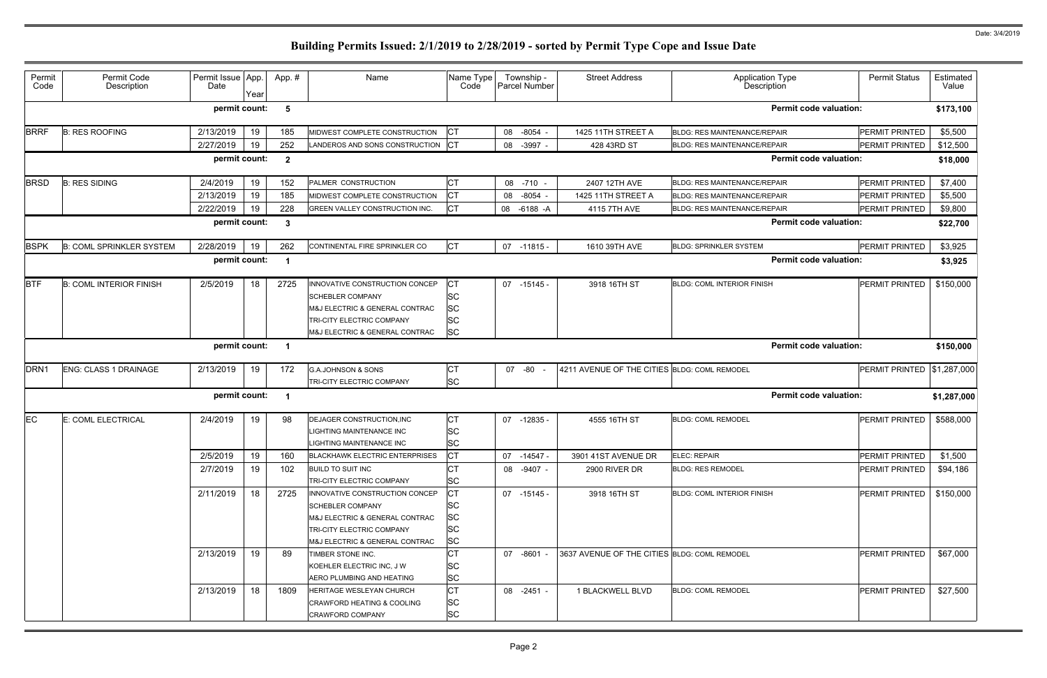# Building Permits Issued: 2/1/2019 to 2/28/2019 - sorted by Permit Type Cope and Issue Date

| Permit Code | Permit Code Description | Permit Issue Date | App. Year | App. # | Name | Name Type Code | Township - Parcel Number | Street Address | Application Type Description | Permit Status | Estimated Value |
|---|---|---|---|---|---|---|---|---|---|---|---|
| | | permit count: | | 5 | | | | | Permit code valuation: | | $173,100 |
| BRRF | B: RES ROOFING | 2/13/2019 | 19 | 185 | MIDWEST COMPLETE CONSTRUCTION | CT | 08 -8054 - | 1425 11TH STREET A | BLDG: RES MAINTENANCE/REPAIR | PERMIT PRINTED | $5,500 |
| | | 2/27/2019 | 19 | 252 | LANDEROS AND SONS CONSTRUCTION | CT | 08 -3997 - | 428 43RD ST | BLDG: RES MAINTENANCE/REPAIR | PERMIT PRINTED | $12,500 |
| | | permit count: | | 2 | | | | | Permit code valuation: | | $18,000 |
| BRSD | B: RES SIDING | 2/4/2019 | 19 | 152 | PALMER CONSTRUCTION | CT | 08 -710 - | 2407 12TH AVE | BLDG: RES MAINTENANCE/REPAIR | PERMIT PRINTED | $7,400 |
| | | 2/13/2019 | 19 | 185 | MIDWEST COMPLETE CONSTRUCTION | CT | 08 -8054 - | 1425 11TH STREET A | BLDG: RES MAINTENANCE/REPAIR | PERMIT PRINTED | $5,500 |
| | | 2/22/2019 | 19 | 228 | GREEN VALLEY CONSTRUCTION INC. | CT | 08 -6188 -A | 4115 7TH AVE | BLDG: RES MAINTENANCE/REPAIR | PERMIT PRINTED | $9,800 |
| | | permit count: | | 3 | | | | | Permit code valuation: | | $22,700 |
| BSPK | B: COML SPRINKLER SYSTEM | 2/28/2019 | 19 | 262 | CONTINENTAL FIRE SPRINKLER CO | CT | 07 -11815 - | 1610 39TH AVE | BLDG: SPRINKLER SYSTEM | PERMIT PRINTED | $3,925 |
| | | permit count: | | 1 | | | | | Permit code valuation: | | $3,925 |
| BTF | B: COML INTERIOR FINISH | 2/5/2019 | 18 | 2725 | INNOVATIVE CONSTRUCTION CONCEP<br>SCHEBLER COMPANY<br>M&J ELECTRIC & GENERAL CONTRAC<br>TRI-CITY ELECTRIC COMPANY<br>M&J ELECTRIC & GENERAL CONTRAC | CT<br>SC<br>SC<br>SC<br>SC | 07 -15145 - | 3918 16TH ST | BLDG: COML INTERIOR FINISH | PERMIT PRINTED | $150,000 |
| | | permit count: | | 1 | | | | | Permit code valuation: | | $150,000 |
| DRN1 | ENG: CLASS 1 DRAINAGE | 2/13/2019 | 19 | 172 | G.A.JOHNSON & SONS<br>TRI-CITY ELECTRIC COMPANY | CT<br>SC | 07 -80 - | 4211 AVENUE OF THE CITIES | BLDG: COML REMODEL | PERMIT PRINTED | $1,287,000 |
| | | permit count: | | 1 | | | | | Permit code valuation: | | $1,287,000 |
| EC | E: COML ELECTRICAL | 2/4/2019 | 19 | 98 | DEJAGER CONSTRUCTION,INC<br>LIGHTING MAINTENANCE INC<br>LIGHTING MAINTENANCE INC | CT<br>SC<br>SC | 07 -12835 - | 4555 16TH ST | BLDG: COML REMODEL | PERMIT PRINTED | $588,000 |
| | | 2/5/2019 | 19 | 160 | BLACKHAWK ELECTRIC ENTERPRISES | CT | 07 -14547 - | 3901 41ST AVENUE DR | ELEC: REPAIR | PERMIT PRINTED | $1,500 |
| | | 2/7/2019 | 19 | 102 | BUILD TO SUIT INC<br>TRI-CITY ELECTRIC COMPANY | CT<br>SC | 08 -9407 - | 2900 RIVER DR | BLDG: RES REMODEL | PERMIT PRINTED | $94,186 |
| | | 2/11/2019 | 18 | 2725 | INNOVATIVE CONSTRUCTION CONCEP<br>SCHEBLER COMPANY<br>M&J ELECTRIC & GENERAL CONTRAC<br>TRI-CITY ELECTRIC COMPANY<br>M&J ELECTRIC & GENERAL CONTRAC | CT<br>SC<br>SC<br>SC<br>SC | 07 -15145 - | 3918 16TH ST | BLDG: COML INTERIOR FINISH | PERMIT PRINTED | $150,000 |
| | | 2/13/2019 | 19 | 89 | TIMBER STONE INC.<br>KOEHLER ELECTRIC INC, J W<br>AERO PLUMBING AND HEATING | CT<br>SC<br>SC | 07 -8601 - | 3637 AVENUE OF THE CITIES | BLDG: COML REMODEL | PERMIT PRINTED | $67,000 |
| | | 2/13/2019 | 18 | 1809 | HERITAGE WESLEYAN CHURCH<br>CRAWFORD HEATING & COOLING<br>CRAWFORD COMPANY | CT<br>SC<br>SC | 08 -2451 - | 1 BLACKWELL BLVD | BLDG: COML REMODEL | PERMIT PRINTED | $27,500 |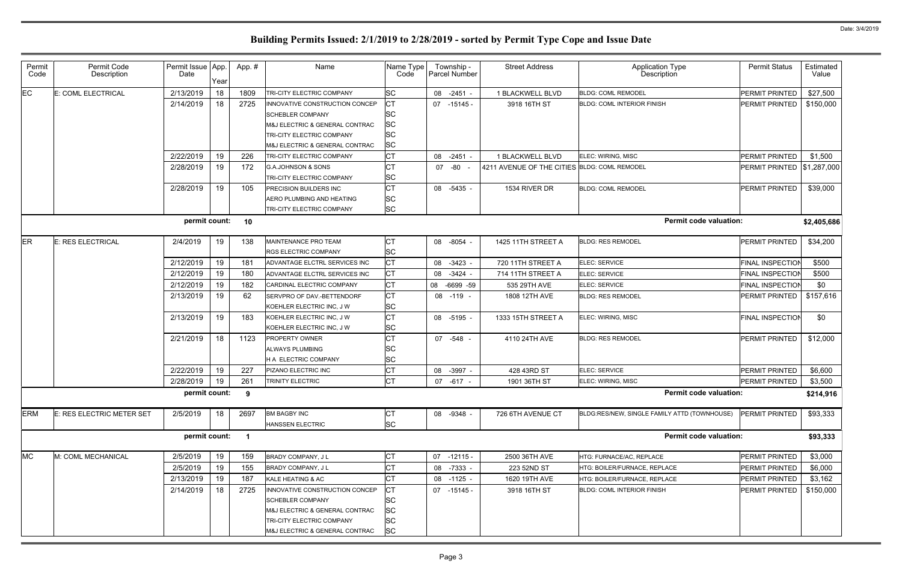# Building Permits Issued: 2/1/2019 to 2/28/2019 - sorted by Permit Type Cope and Issue Date

Date: 3/4/2019

| Permit Code | Permit Code Description | Permit Issue Date | App. Year | Appl. # | Name | Name Type Code | Township - Parcel Number | Street Address | Application Type Description | Permit Status | Estimated Value |
|---|---|---|---|---|---|---|---|---|---|---|---|
| EC | E: COML ELECTRICAL | 2/13/2019 | 18 | 1809 | TRI-CITY ELECTRIC COMPANY | SC | 08 -2451 - | 1 BLACKWELL BLVD | BLDG: COML REMODEL | PERMIT PRINTED | $27,500 |
| | | 2/14/2019 | 18 | 2725 | INNOVATIVE CONSTRUCTION CONCEP | CT | 07 -15145 - | 3918 16TH ST | BLDG: COML INTERIOR FINISH | PERMIT PRINTED | $150,000 |
| | | | | | SCHEBLER COMPANY | SC | | | | | |
| | | | | | M&J ELECTRIC & GENERAL CONTRAC | SC | | | | | |
| | | | | | TRI-CITY ELECTRIC COMPANY | SC | | | | | |
| | | | | | M&J ELECTRIC & GENERAL CONTRAC | SC | | | | | |
| | | 2/22/2019 | 19 | 226 | TRI-CITY ELECTRIC COMPANY | CT | 08 -2451 - | 1 BLACKWELL BLVD | ELEC: WIRING, MISC | PERMIT PRINTED | $1,500 |
| | | 2/28/2019 | 19 | 172 | G.A.JOHNSON & SONS | CT | 07 -80 - | 4211 AVENUE OF THE CITIES | BLDG: COML REMODEL | PERMIT PRINTED | $1,287,000 |
| | | | | | TRI-CITY ELECTRIC COMPANY | SC | | | | | |
| | | 2/28/2019 | 19 | 105 | PRECISION BUILDERS INC | CT | 08 -5435 - | 1534 RIVER DR | BLDG: COML REMODEL | PERMIT PRINTED | $39,000 |
| | | | | | AERO PLUMBING AND HEATING | SC | | | | | |
| | | | | | TRI-CITY ELECTRIC COMPANY | SC | | | | | |
| | | **permit count:** | | **10** | | | | | **Permit code valuation:** | | **$2,405,686** |
| ER | E: RES ELECTRICAL | 2/4/2019 | 19 | 138 | MAINTENANCE PRO TEAM | CT | 08 -8054 - | 1425 11TH STREET A | BLDG: RES REMODEL | PERMIT PRINTED | $34,200 |
| | | | | | RGS ELECTRIC COMPANY | SC | | | | | |
| | | 2/12/2019 | 19 | 181 | ADVANTAGE ELCTRL SERVICES INC | CT | 08 -3423 - | 720 11TH STREET A | ELEC: SERVICE | FINAL INSPECTION | $500 |
| | | 2/12/2019 | 19 | 180 | ADVANTAGE ELCTRL SERVICES INC | CT | 08 -3424 - | 714 11TH STREET A | ELEC: SERVICE | FINAL INSPECTION | $500 |
| | | 2/12/2019 | 19 | 182 | CARDINAL ELECTRIC COMPANY | CT | 08 -6699 -59 | 535 29TH AVE | ELEC: SERVICE | FINAL INSPECTION | $0 |
| | | 2/13/2019 | 19 | 62 | SERVPRO OF DAV.-BETTENDORF | CT | 08 -119 - | 1808 12TH AVE | BLDG: RES REMODEL | PERMIT PRINTED | $157,616 |
| | | | | | KOEHLER ELECTRIC INC, J W | SC | | | | | |
| | | 2/13/2019 | 19 | 183 | KOEHLER ELECTRIC INC, J W | CT | 08 -5195 - | 1333 15TH STREET A | ELEC: WIRING, MISC | FINAL INSPECTION | $0 |
| | | | | | KOEHLER ELECTRIC INC, J W | SC | | | | | |
| | | 2/21/2019 | 18 | 1123 | PROPERTY OWNER | CT | 07 -548 - | 4110 24TH AVE | BLDG: RES REMODEL | PERMIT PRINTED | $12,000 |
| | | | | | ALWAYS PLUMBING | SC | | | | | |
| | | | | | H A ELECTRIC COMPANY | SC | | | | | |
| | | 2/22/2019 | 19 | 227 | PIZANO ELECTRIC INC | CT | 08 -3997 - | 428 43RD ST | ELEC: SERVICE | PERMIT PRINTED | $6,600 |
| | | 2/28/2019 | 19 | 261 | TRINITY ELECTRIC | CT | 07 -617 - | 1901 36TH ST | ELEC: WIRING, MISC | PERMIT PRINTED | $3,500 |
| | | **permit count:** | | **9** | | | | | **Permit code valuation:** | | **$214,916** |
| ERM | E: RES ELECTRIC METER SET | 2/5/2019 | 18 | 2697 | BM BAGBY INC | CT | 08 -9348 - | 726 6TH AVENUE CT | BLDG:RES/NEW, SINGLE FAMILY ATTD (TOWNHOUSE) | PERMIT PRINTED | $93,333 |
| | | | | | HANSSEN ELECTRIC | SC | | | | | |
| | | **permit count:** | | **1** | | | | | **Permit code valuation:** | | **$93,333** |
| MC | M: COML MECHANICAL | 2/5/2019 | 19 | 159 | BRADY COMPANY, J L | CT | 07 -12115 - | 2500 36TH AVE | HTG: FURNACE/AC, REPLACE | PERMIT PRINTED | $3,000 |
| | | 2/5/2019 | 19 | 155 | BRADY COMPANY, J L | CT | 08 -7333 - | 223 52ND ST | HTG: BOILER/FURNACE, REPLACE | PERMIT PRINTED | $6,000 |
| | | 2/13/2019 | 19 | 187 | KALE HEATING & AC | CT | 08 -1125 - | 1620 19TH AVE | HTG: BOILER/FURNACE, REPLACE | PERMIT PRINTED | $3,162 |
| | | 2/14/2019 | 18 | 2725 | INNOVATIVE CONSTRUCTION CONCEP | CT | 07 -15145 - | 3918 16TH ST | BLDG: COML INTERIOR FINISH | PERMIT PRINTED | $150,000 |
| | | | | | SCHEBLER COMPANY | SC | | | | | |
| | | | | | M&J ELECTRIC & GENERAL CONTRAC | SC | | | | | |
| | | | | | TRI-CITY ELECTRIC COMPANY | SC | | | | | |
| | | | | | M&J ELECTRIC & GENERAL CONTRAC | SC | | | | | |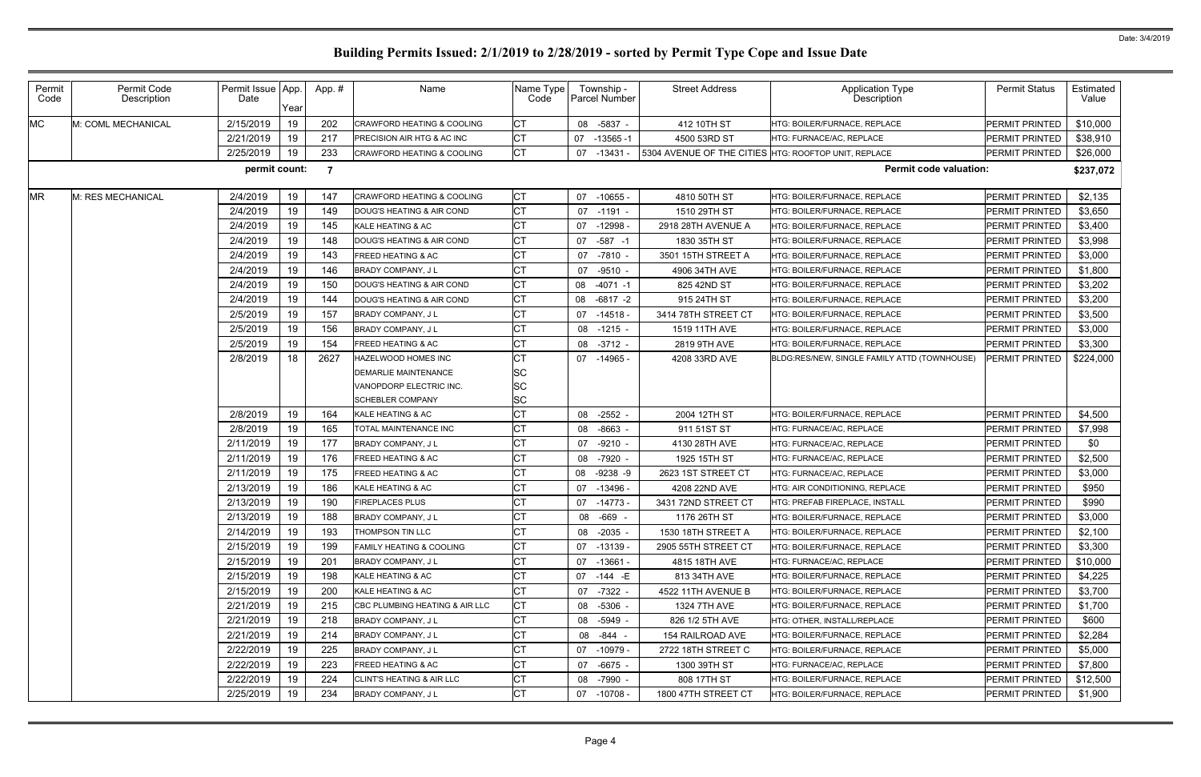# Building Permits Issued: 2/1/2019 to 2/28/2019 - sorted by Permit Type Cope and Issue Date

Date: 3/4/2019

| Permit Code | Permit Code Description | Permit Issue Date | App. Year | App. # | Name | Name Type Code | Township - Parcel Number | Street Address | Application Type Description | Permit Status | Estimated Value |
|---|---|---|---|---|---|---|---|---|---|---|---|
| MC | M: COML MECHANICAL | 2/15/2019 | 19 | 202 | CRAWFORD HEATING & COOLING | CT | 08 -5837 - | 412 10TH ST | HTG: BOILER/FURNACE, REPLACE | PERMIT PRINTED | $10,000 |
| | | 2/21/2019 | 19 | 217 | PRECISION AIR HTG & AC INC | CT | 07 -13565 -1 | 4500 53RD ST | HTG: FURNACE/AC, REPLACE | PERMIT PRINTED | $38,910 |
| | | 2/25/2019 | 19 | 233 | CRAWFORD HEATING & COOLING | CT | 07 -13431 - | 5304 AVENUE OF THE CITIES | HTG: ROOFTOP UNIT, REPLACE | PERMIT PRINTED | $26,000 |
| | | permit count: | | 7 | | | | | Permit code valuation: | | $237,072 |
| MR | M: RES MECHANICAL | 2/4/2019 | 19 | 147 | CRAWFORD HEATING & COOLING | CT | 07 -10655 - | 4810 50TH ST | HTG: BOILER/FURNACE, REPLACE | PERMIT PRINTED | $2,135 |
| | | 2/4/2019 | 19 | 149 | DOUG'S HEATING & AIR COND | CT | 07 -1191 - | 1510 29TH ST | HTG: BOILER/FURNACE, REPLACE | PERMIT PRINTED | $3,650 |
| | | 2/4/2019 | 19 | 145 | KALE HEATING & AC | CT | 07 -12998 - | 2918 28TH AVENUE A | HTG: BOILER/FURNACE, REPLACE | PERMIT PRINTED | $3,400 |
| | | 2/4/2019 | 19 | 148 | DOUG'S HEATING & AIR COND | CT | 07 -587 -1 | 1830 35TH ST | HTG: BOILER/FURNACE, REPLACE | PERMIT PRINTED | $3,998 |
| | | 2/4/2019 | 19 | 143 | FREED HEATING & AC | CT | 07 -7810 - | 3501 15TH STREET A | HTG: BOILER/FURNACE, REPLACE | PERMIT PRINTED | $3,000 |
| | | 2/4/2019 | 19 | 146 | BRADY COMPANY, J L | CT | 07 -9510 - | 4906 34TH AVE | HTG: BOILER/FURNACE, REPLACE | PERMIT PRINTED | $1,800 |
| | | 2/4/2019 | 19 | 150 | DOUG'S HEATING & AIR COND | CT | 08 -4071 -1 | 825 42ND ST | HTG: BOILER/FURNACE, REPLACE | PERMIT PRINTED | $3,202 |
| | | 2/4/2019 | 19 | 144 | DOUG'S HEATING & AIR COND | CT | 08 -6817 -2 | 915 24TH ST | HTG: BOILER/FURNACE, REPLACE | PERMIT PRINTED | $3,200 |
| | | 2/5/2019 | 19 | 157 | BRADY COMPANY, J L | CT | 07 -14518 - | 3414 78TH STREET CT | HTG: BOILER/FURNACE, REPLACE | PERMIT PRINTED | $3,500 |
| | | 2/5/2019 | 19 | 156 | BRADY COMPANY, J L | CT | 08 -1215 - | 1519 11TH AVE | HTG: BOILER/FURNACE, REPLACE | PERMIT PRINTED | $3,000 |
| | | 2/5/2019 | 19 | 154 | FREED HEATING & AC | CT | 08 -3712 - | 2819 9TH AVE | HTG: BOILER/FURNACE, REPLACE | PERMIT PRINTED | $3,300 |
| | | 2/8/2019 | 18 | 2627 | HAZELWOOD HOMES INC | CT | 07 -14965 - | 4208 33RD AVE | BLDG:RES/NEW, SINGLE FAMILY ATTD (TOWNHOUSE) | PERMIT PRINTED | $224,000 |
| | | | | | DEMARLIE MAINTENANCE | SC | | | | | |
| | | | | | VANOPDORP ELECTRIC INC. | SC | | | | | |
| | | | | | SCHEBLER COMPANY | SC | | | | | |
| | | 2/8/2019 | 19 | 164 | KALE HEATING & AC | CT | 08 -2552 - | 2004 12TH ST | HTG: BOILER/FURNACE, REPLACE | PERMIT PRINTED | $4,500 |
| | | 2/8/2019 | 19 | 165 | TOTAL MAINTENANCE INC | CT | 08 -8663 - | 911 51ST ST | HTG: FURNACE/AC, REPLACE | PERMIT PRINTED | $7,998 |
| | | 2/11/2019 | 19 | 177 | BRADY COMPANY, J L | CT | 07 -9210 - | 4130 28TH AVE | HTG: FURNACE/AC, REPLACE | PERMIT PRINTED | $0 |
| | | 2/11/2019 | 19 | 176 | FREED HEATING & AC | CT | 08 -7920 - | 1925 15TH ST | HTG: FURNACE/AC, REPLACE | PERMIT PRINTED | $2,500 |
| | | 2/11/2019 | 19 | 175 | FREED HEATING & AC | CT | 08 -9238 -9 | 2623 1ST STREET CT | HTG: FURNACE/AC, REPLACE | PERMIT PRINTED | $3,000 |
| | | 2/13/2019 | 19 | 186 | KALE HEATING & AC | CT | 07 -13496 - | 4208 22ND AVE | HTG: AIR CONDITIONING, REPLACE | PERMIT PRINTED | $950 |
| | | 2/13/2019 | 19 | 190 | FIREPLACES PLUS | CT | 07 -14773 - | 3431 72ND STREET CT | HTG: PREFAB FIREPLACE, INSTALL | PERMIT PRINTED | $990 |
| | | 2/13/2019 | 19 | 188 | BRADY COMPANY, J L | CT | 08 -669 - | 1176 26TH ST | HTG: BOILER/FURNACE, REPLACE | PERMIT PRINTED | $3,000 |
| | | 2/14/2019 | 19 | 193 | THOMPSON TIN LLC | CT | 08 -2035 - | 1530 18TH STREET A | HTG: BOILER/FURNACE, REPLACE | PERMIT PRINTED | $2,100 |
| | | 2/15/2019 | 19 | 199 | FAMILY HEATING & COOLING | CT | 07 -13139 - | 2905 55TH STREET CT | HTG: BOILER/FURNACE, REPLACE | PERMIT PRINTED | $3,300 |
| | | 2/15/2019 | 19 | 201 | BRADY COMPANY, J L | CT | 07 -13661 - | 4815 18TH AVE | HTG: FURNACE/AC, REPLACE | PERMIT PRINTED | $10,000 |
| | | 2/15/2019 | 19 | 198 | KALE HEATING & AC | CT | 07 -144 -E | 813 34TH AVE | HTG: BOILER/FURNACE, REPLACE | PERMIT PRINTED | $4,225 |
| | | 2/15/2019 | 19 | 200 | KALE HEATING & AC | CT | 07 -7322 - | 4522 11TH AVENUE B | HTG: BOILER/FURNACE, REPLACE | PERMIT PRINTED | $3,700 |
| | | 2/21/2019 | 19 | 215 | CBC PLUMBING HEATING & AIR LLC | CT | 08 -5306 - | 1324 7TH AVE | HTG: BOILER/FURNACE, REPLACE | PERMIT PRINTED | $1,700 |
| | | 2/21/2019 | 19 | 218 | BRADY COMPANY, J L | CT | 08 -5949 - | 826 1/2 5TH AVE | HTG: OTHER, INSTALL/REPLACE | PERMIT PRINTED | $600 |
| | | 2/21/2019 | 19 | 214 | BRADY COMPANY, J L | CT | 08 -844 - | 154 RAILROAD AVE | HTG: BOILER/FURNACE, REPLACE | PERMIT PRINTED | $2,284 |
| | | 2/22/2019 | 19 | 225 | BRADY COMPANY, J L | CT | 07 -10979 - | 2722 18TH STREET C | HTG: BOILER/FURNACE, REPLACE | PERMIT PRINTED | $5,000 |
| | | 2/22/2019 | 19 | 223 | FREED HEATING & AC | CT | 07 -6675 - | 1300 39TH ST | HTG: FURNACE/AC, REPLACE | PERMIT PRINTED | $7,800 |
| | | 2/22/2019 | 19 | 224 | CLINT'S HEATING & AIR LLC | CT | 08 -7990 - | 808 17TH ST | HTG: BOILER/FURNACE, REPLACE | PERMIT PRINTED | $12,500 |
| | | 2/25/2019 | 19 | 234 | BRADY COMPANY, J L | CT | 07 -10708 - | 1800 47TH STREET CT | HTG: BOILER/FURNACE, REPLACE | PERMIT PRINTED | $1,900 |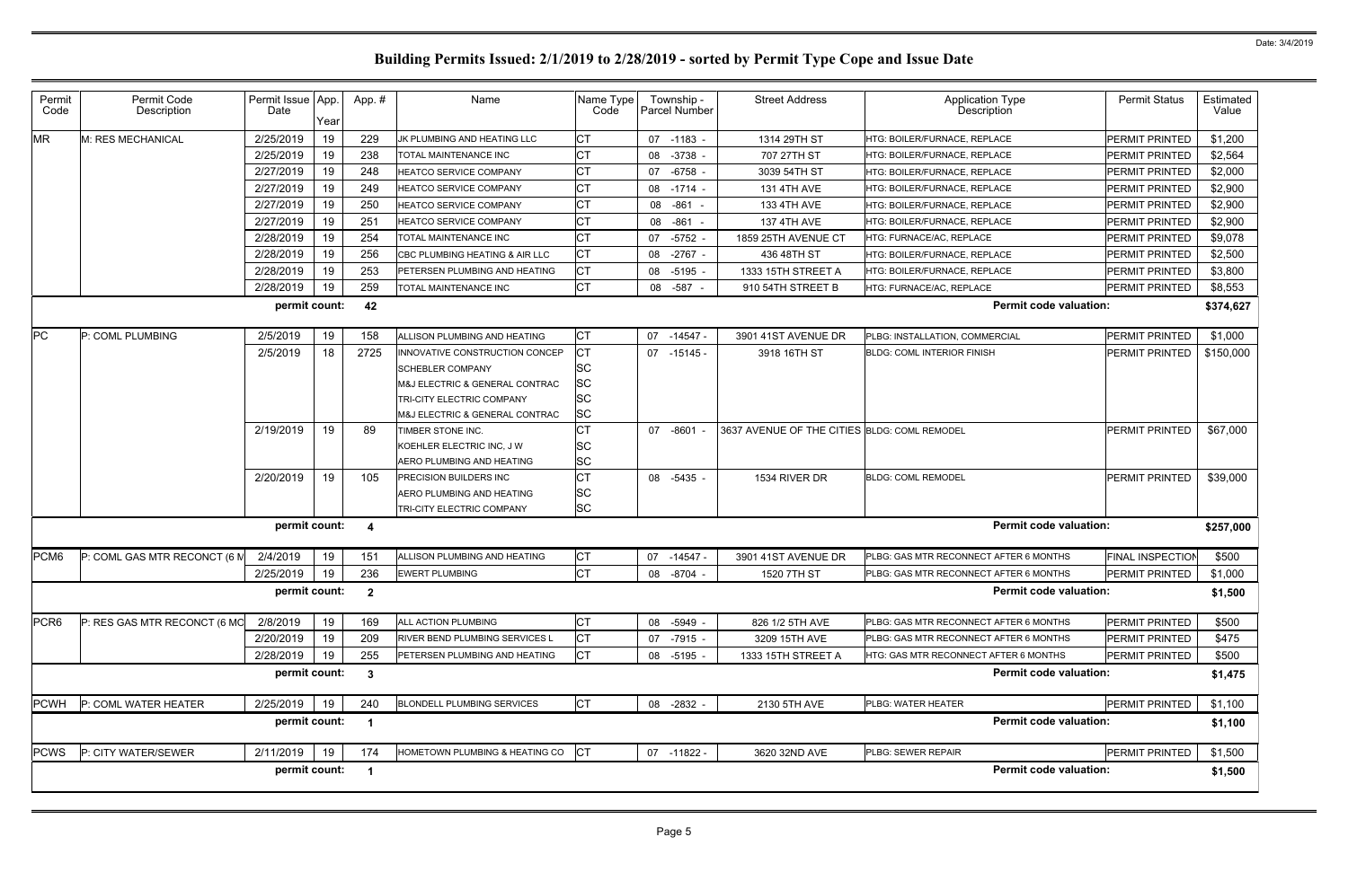# Building Permits Issued: 2/1/2019 to 2/28/2019 - sorted by Permit Type Cope and Issue Date

| Permit Code | Permit Code Description | Permit Issue Date | App. Year | App. # | Name | Name Type Code | Township - Parcel Number | Street Address | Application Type Description | Permit Status | Estimated Value |
|---|---|---|---|---|---|---|---|---|---|---|---|
| MR | M: RES MECHANICAL | 2/25/2019 | 19 | 229 | JK PLUMBING AND HEATING LLC | CT | 07 -1183 - | 1314 29TH ST | HTG: BOILER/FURNACE, REPLACE | PERMIT PRINTED | $1,200 |
| | | 2/25/2019 | 19 | 238 | TOTAL MAINTENANCE INC | CT | 08 -3738 - | 707 27TH ST | HTG: BOILER/FURNACE, REPLACE | PERMIT PRINTED | $2,564 |
| | | 2/27/2019 | 19 | 248 | HEATCO SERVICE COMPANY | CT | 07 -6758 - | 3039 54TH ST | HTG: BOILER/FURNACE, REPLACE | PERMIT PRINTED | $2,000 |
| | | 2/27/2019 | 19 | 249 | HEATCO SERVICE COMPANY | CT | 08 -1714 - | 131 4TH AVE | HTG: BOILER/FURNACE, REPLACE | PERMIT PRINTED | $2,900 |
| | | 2/27/2019 | 19 | 250 | HEATCO SERVICE COMPANY | CT | 08 -861 - | 133 4TH AVE | HTG: BOILER/FURNACE, REPLACE | PERMIT PRINTED | $2,900 |
| | | 2/27/2019 | 19 | 251 | HEATCO SERVICE COMPANY | CT | 08 -861 - | 137 4TH AVE | HTG: BOILER/FURNACE, REPLACE | PERMIT PRINTED | $2,900 |
| | | 2/28/2019 | 19 | 254 | TOTAL MAINTENANCE INC | CT | 07 -5752 - | 1859 25TH AVENUE CT | HTG: FURNACE/AC, REPLACE | PERMIT PRINTED | $9,078 |
| | | 2/28/2019 | 19 | 256 | CBC PLUMBING HEATING & AIR LLC | CT | 08 -2767 - | 436 48TH ST | HTG: BOILER/FURNACE, REPLACE | PERMIT PRINTED | $2,500 |
| | | 2/28/2019 | 19 | 253 | PETERSEN PLUMBING AND HEATING | CT | 08 -5195 - | 1333 15TH STREET A | HTG: BOILER/FURNACE, REPLACE | PERMIT PRINTED | $3,800 |
| | | 2/28/2019 | 19 | 259 | TOTAL MAINTENANCE INC | CT | 08 -587 - | 910 54TH STREET B | HTG: FURNACE/AC, REPLACE | PERMIT PRINTED | $8,553 |
| | | **permit count:** | | **42** | | | | | **Permit code valuation:** | | **$374,627** |
| PC | P: COML PLUMBING | 2/5/2019 | 19 | 158 | ALLISON PLUMBING AND HEATING | CT | 07 -14547 - | 3901 41ST AVENUE DR | PLBG: INSTALLATION, COMMERCIAL | PERMIT PRINTED | $1,000 |
| | | 2/5/2019 | 18 | 2725 | INNOVATIVE CONSTRUCTION CONCEP | CT | 07 -15145 - | 3918 16TH ST | BLDG: COML INTERIOR FINISH | PERMIT PRINTED | $150,000 |
| | | | | | SCHEBLER COMPANY | SC | | | | | |
| | | | | | M&J ELECTRIC & GENERAL CONTRAC | SC | | | | | |
| | | | | | TRI-CITY ELECTRIC COMPANY | SC | | | | | |
| | | | | | M&J ELECTRIC & GENERAL CONTRAC | SC | | | | | |
| | | 2/19/2019 | 19 | 89 | TIMBER STONE INC. | CT | 07 -8601 - | 3637 AVENUE OF THE CITIES | BLDG: COML REMODEL | PERMIT PRINTED | $67,000 |
| | | | | | KOEHLER ELECTRIC INC, J W | SC | | | | | |
| | | | | | AERO PLUMBING AND HEATING | SC | | | | | |
| | | 2/20/2019 | 19 | 105 | PRECISION BUILDERS INC | CT | 08 -5435 - | 1534 RIVER DR | BLDG: COML REMODEL | PERMIT PRINTED | $39,000 |
| | | | | | AERO PLUMBING AND HEATING | SC | | | | | |
| | | | | | TRI-CITY ELECTRIC COMPANY | SC | | | | | |
| | | **permit count:** | | **4** | | | | | **Permit code valuation:** | | **$257,000** |
| PCM6 | P: COML GAS MTR RECONCT (6 M | 2/4/2019 | 19 | 151 | ALLISON PLUMBING AND HEATING | CT | 07 -14547 - | 3901 41ST AVENUE DR | PLBG: GAS MTR RECONNECT AFTER 6 MONTHS | FINAL INSPECTION | $500 |
| | | 2/25/2019 | 19 | 236 | EWERT PLUMBING | CT | 08 -8704 - | 1520 7TH ST | PLBG: GAS MTR RECONNECT AFTER 6 MONTHS | PERMIT PRINTED | $1,000 |
| | | **permit count:** | | **2** | | | | | **Permit code valuation:** | | **$1,500** |
| PCR6 | P: RES GAS MTR RECONCT (6 MO | 2/8/2019 | 19 | 169 | ALL ACTION PLUMBING | CT | 08 -5949 - | 826 1/2 5TH AVE | PLBG: GAS MTR RECONNECT AFTER 6 MONTHS | PERMIT PRINTED | $500 |
| | | 2/20/2019 | 19 | 209 | RIVER BEND PLUMBING SERVICES L | CT | 07 -7915 - | 3209 15TH AVE | PLBG: GAS MTR RECONNECT AFTER 6 MONTHS | PERMIT PRINTED | $475 |
| | | 2/28/2019 | 19 | 255 | PETERSEN PLUMBING AND HEATING | CT | 08 -5195 - | 1333 15TH STREET A | HTG: GAS MTR RECONNECT AFTER 6 MONTHS | PERMIT PRINTED | $500 |
| | | **permit count:** | | **3** | | | | | **Permit code valuation:** | | **$1,475** |
| PCWH | P: COML WATER HEATER | 2/25/2019 | 19 | 240 | BLONDELL PLUMBING SERVICES | CT | 08 -2832 - | 2130 5TH AVE | PLBG: WATER HEATER | PERMIT PRINTED | $1,100 |
| | | **permit count:** | | **1** | | | | | **Permit code valuation:** | | **$1,100** |
| PCWS | P: CITY WATER/SEWER | 2/11/2019 | 19 | 174 | HOMETOWN PLUMBING & HEATING CO | CT | 07 -11822 - | 3620 32ND AVE | PLBG: SEWER REPAIR | PERMIT PRINTED | $1,500 |
| | | **permit count:** | | **1** | | | | | **Permit code valuation:** | | **$1,500** |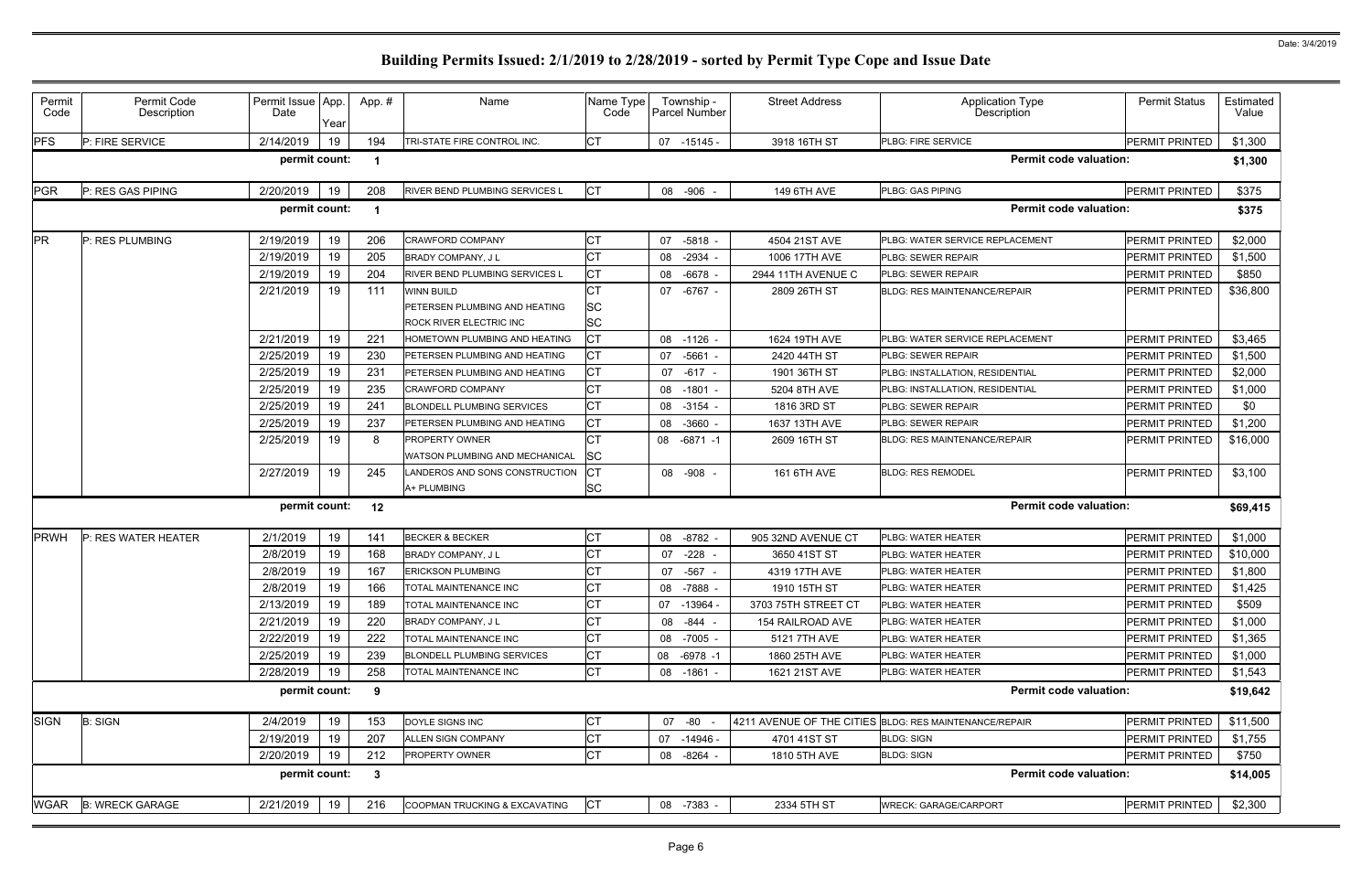# Building Permits Issued: 2/1/2019 to 2/28/2019 - sorted by Permit Type Cope and Issue Date

Date: 3/4/2019

| Permit Code | Permit Code Description | Permit Issue Date | App. Year | App. # | Name | Name Type Code | Township - Parcel Number | Street Address | Application Type Description | Permit Status | Estimated Value |
|---|---|---|---|---|---|---|---|---|---|---|---|
| PFS | P: FIRE SERVICE | 2/14/2019 | 19 | 194 | TRI-STATE FIRE CONTROL INC. | CT | 07 -15145 - | 3918 16TH ST | PLBG: FIRE SERVICE | PERMIT PRINTED | $1,300 |
| | | permit count: | | 1 | | | | | Permit code valuation: | | $1,300 |
| PGR | P: RES GAS PIPING | 2/20/2019 | 19 | 208 | RIVER BEND PLUMBING SERVICES L | CT | 08 -906 - | 149 6TH AVE | PLBG: GAS PIPING | PERMIT PRINTED | $375 |
| | | permit count: | | 1 | | | | | Permit code valuation: | | $375 |
| PR | P: RES PLUMBING | 2/19/2019 | 19 | 206 | CRAWFORD COMPANY | CT | 07 -5818 - | 4504 21ST AVE | PLBG: WATER SERVICE REPLACEMENT | PERMIT PRINTED | $2,000 |
| | | 2/19/2019 | 19 | 205 | BRADY COMPANY, J L | CT | 08 -2934 - | 1006 17TH AVE | PLBG: SEWER REPAIR | PERMIT PRINTED | $1,500 |
| | | 2/19/2019 | 19 | 204 | RIVER BEND PLUMBING SERVICES L | CT | 08 -6678 - | 2944 11TH AVENUE C | PLBG: SEWER REPAIR | PERMIT PRINTED | $850 |
| | | 2/21/2019 | 19 | 111 | WINN BUILD<br>PETERSEN PLUMBING AND HEATING<br>ROCK RIVER ELECTRIC INC | CT<br>SC<br>SC | 07 -6767 - | 2809 26TH ST | BLDG: RES MAINTENANCE/REPAIR | PERMIT PRINTED | $36,800 |
| | | 2/21/2019 | 19 | 221 | HOMETOWN PLUMBING AND HEATING | CT | 08 -1126 - | 1624 19TH AVE | PLBG: WATER SERVICE REPLACEMENT | PERMIT PRINTED | $3,465 |
| | | 2/25/2019 | 19 | 230 | PETERSEN PLUMBING AND HEATING | CT | 07 -5661 - | 2420 44TH ST | PLBG: SEWER REPAIR | PERMIT PRINTED | $1,500 |
| | | 2/25/2019 | 19 | 231 | PETERSEN PLUMBING AND HEATING | CT | 07 -617 - | 1901 36TH ST | PLBG: INSTALLATION, RESIDENTIAL | PERMIT PRINTED | $2,000 |
| | | 2/25/2019 | 19 | 235 | CRAWFORD COMPANY | CT | 08 -1801 - | 5204 8TH AVE | PLBG: INSTALLATION, RESIDENTIAL | PERMIT PRINTED | $1,000 |
| | | 2/25/2019 | 19 | 241 | BLONDELL PLUMBING SERVICES | CT | 08 -3154 - | 1816 3RD ST | PLBG: SEWER REPAIR | PERMIT PRINTED | $0 |
| | | 2/25/2019 | 19 | 237 | PETERSEN PLUMBING AND HEATING | CT | 08 -3660 - | 1637 13TH AVE | PLBG: SEWER REPAIR | PERMIT PRINTED | $1,200 |
| | | 2/25/2019 | 19 | 8 | PROPERTY OWNER<br>WATSON PLUMBING AND MECHANICAL | CT<br>SC | 08 -6871 -1 | 2609 16TH ST | BLDG: RES MAINTENANCE/REPAIR | PERMIT PRINTED | $16,000 |
| | | 2/27/2019 | 19 | 245 | LANDEROS AND SONS CONSTRUCTION<br>A+ PLUMBING | CT<br>SC | 08 -908 - | 161 6TH AVE | BLDG: RES REMODEL | PERMIT PRINTED | $3,100 |
| | | permit count: | | 12 | | | | | Permit code valuation: | | $69,415 |
| PRWH | P: RES WATER HEATER | 2/1/2019 | 19 | 141 | BECKER & BECKER | CT | 08 -8782 - | 905 32ND AVENUE CT | PLBG: WATER HEATER | PERMIT PRINTED | $1,000 |
| | | 2/8/2019 | 19 | 168 | BRADY COMPANY, J L | CT | 07 -228 - | 3650 41ST ST | PLBG: WATER HEATER | PERMIT PRINTED | $10,000 |
| | | 2/8/2019 | 19 | 167 | ERICKSON PLUMBING | CT | 07 -567 - | 4319 17TH AVE | PLBG: WATER HEATER | PERMIT PRINTED | $1,800 |
| | | 2/8/2019 | 19 | 166 | TOTAL MAINTENANCE INC | CT | 08 -7888 - | 1910 15TH ST | PLBG: WATER HEATER | PERMIT PRINTED | $1,425 |
| | | 2/13/2019 | 19 | 189 | TOTAL MAINTENANCE INC | CT | 07 -13964 - | 3703 75TH STREET CT | PLBG: WATER HEATER | PERMIT PRINTED | $509 |
| | | 2/21/2019 | 19 | 220 | BRADY COMPANY, J L | CT | 08 -844 - | 154 RAILROAD AVE | PLBG: WATER HEATER | PERMIT PRINTED | $1,000 |
| | | 2/22/2019 | 19 | 222 | TOTAL MAINTENANCE INC | CT | 08 -7005 - | 5121 7TH AVE | PLBG: WATER HEATER | PERMIT PRINTED | $1,365 |
| | | 2/25/2019 | 19 | 239 | BLONDELL PLUMBING SERVICES | CT | 08 -6978 -1 | 1860 25TH AVE | PLBG: WATER HEATER | PERMIT PRINTED | $1,000 |
| | | 2/28/2019 | 19 | 258 | TOTAL MAINTENANCE INC | CT | 08 -1861 - | 1621 21ST AVE | PLBG: WATER HEATER | PERMIT PRINTED | $1,543 |
| | | permit count: | | 9 | | | | | Permit code valuation: | | $19,642 |
| SIGN | B: SIGN | 2/4/2019 | 19 | 153 | DOYLE SIGNS INC | CT | 07 -80 - | 4211 AVENUE OF THE CITIES | BLDG: RES MAINTENANCE/REPAIR | PERMIT PRINTED | $11,500 |
| | | 2/19/2019 | 19 | 207 | ALLEN SIGN COMPANY | CT | 07 -14946 - | 4701 41ST ST | BLDG: SIGN | PERMIT PRINTED | $1,755 |
| | | 2/20/2019 | 19 | 212 | PROPERTY OWNER | CT | 08 -8264 - | 1810 5TH AVE | BLDG: SIGN | PERMIT PRINTED | $750 |
| | | permit count: | | 3 | | | | | Permit code valuation: | | $14,005 |
| WGAR | B: WRECK GARAGE | 2/21/2019 | 19 | 216 | COOPMAN TRUCKING & EXCAVATING | CT | 08 -7383 - | 2334 5TH ST | WRECK: GARAGE/CARPORT | PERMIT PRINTED | $2,300 |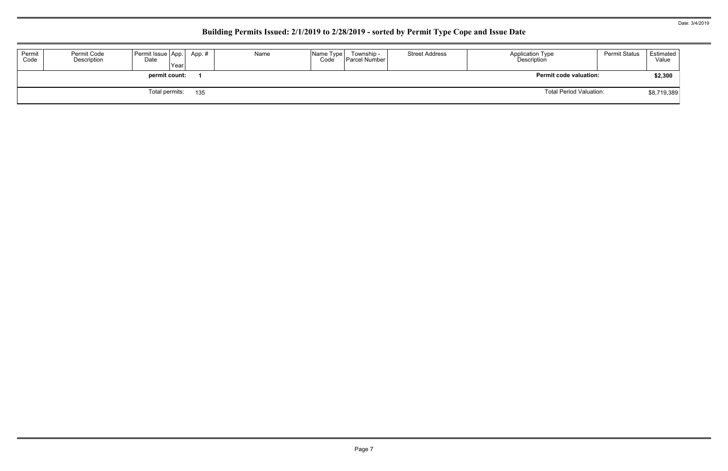# Building Permits Issued: 2/1/2019 to 2/28/2019 - sorted by Permit Type Cope and Issue Date

| Permit Code | Permit Code Description | Permit Issue Date | App. Year | App. # | Name | Name Type Code | Township - Parcel Number | Street Address | Application Type Description | Permit Status | Estimated Value |
|---|---|---|---|---|---|---|---|---|---|---|---|
| | | **permit count:** | | **1** | | | | | **Permit code valuation:** | | **$2,300** |
| | | Total permits: | | 135 | | | | | Total Period Valuation: | | $8,719,389 |